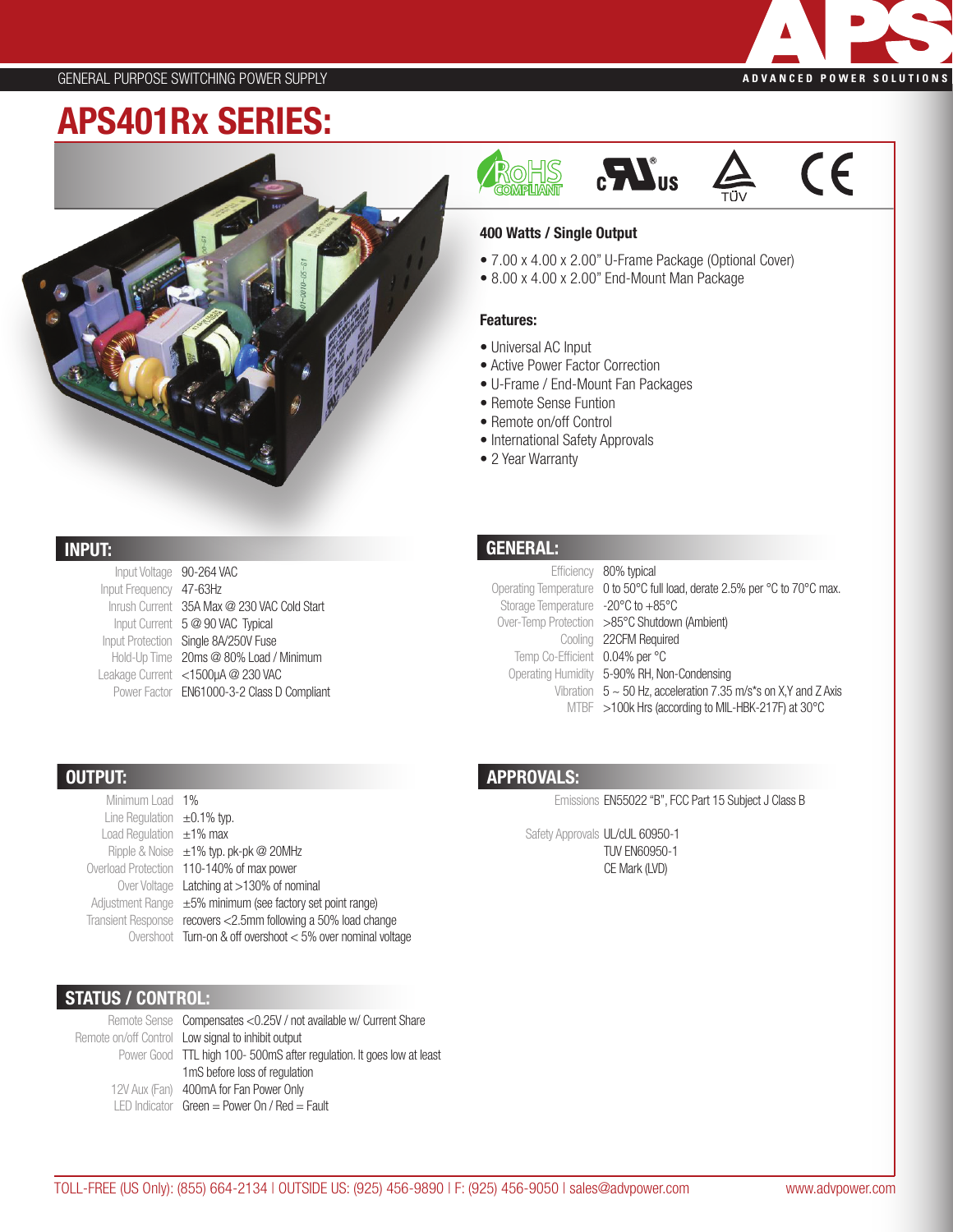GENERAL PURPOSE SWITCHING POWER SUPPLY

APS — ADVANCED POWER SOLUTIONS

# APS401Rx SERIES:

RoHS COMPLIANT · cULus · TÜV · CE

**400 Watts / Single Output**

- 7.00 x 4.00 x 2.00" U-Frame Package (Optional Cover)
- 8.00 x 4.00 x 2.00" End-Mount Man Package

**Features:**

- Universal AC Input
- Active Power Factor Correction
- U-Frame / End-Mount Fan Packages
- Remote Sense Funtion
- Remote on/off Control
- International Safety Approvals
- 2 Year Warranty

## INPUT:

| | |
|---|---|
| Input Voltage | 90-264 VAC |
| Input Frequency | 47-63Hz |
| Inrush Current | 35A Max @ 230 VAC Cold Start |
| Input Current | 5 @ 90 VAC Typical |
| Input Protection | Single 8A/250V Fuse |
| Hold-Up Time | 20ms @ 80% Load / Minimum |
| Leakage Current | <1500µA @ 230 VAC |
| Power Factor | EN61000-3-2 Class D Compliant |

## GENERAL:

| | |
|---|---|
| Efficiency | 80% typical |
| Operating Temperature | 0 to 50°C full load, derate 2.5% per °C to 70°C max. |
| Storage Temperature | -20°C to +85°C |
| Over-Temp Protection | >85°C Shutdown (Ambient) |
| Cooling | 22CFM Required |
| Temp Co-Efficient | 0.04% per °C |
| Operating Humidity | 5-90% RH, Non-Condensing |
| Vibration | 5 ~ 50 Hz, acceleration 7.35 m/s*s on X,Y and Z Axis |
| MTBF | >100k Hrs (according to MIL-HBK-217F) at 30°C |

## OUTPUT:

| | |
|---|---|
| Minimum Load | 1% |
| Line Regulation | ±0.1% typ. |
| Load Regulation | ±1% max |
| Ripple & Noise | ±1% typ. pk-pk @ 20MHz |
| Overload Protection | 110-140% of max power |
| Over Voltage | Latching at >130% of nominal |
| Adjustment Range | ±5% minimum (see factory set point range) |
| Transient Response | recovers <2.5mm following a 50% load change |
| Overshoot | Turn-on & off overshoot < 5% over nominal voltage |

## APPROVALS:

| | |
|---|---|
| Emissions | EN55022 "B", FCC Part 15 Subject J Class B |
| Safety Approvals | UL/cUL 60950-1 |
| | TUV EN60950-1 |
| | CE Mark (LVD) |

## STATUS / CONTROL:

| | |
|---|---|
| Remote Sense | Compensates <0.25V / not available w/ Current Share |
| Remote on/off Control | Low signal to inhibit output |
| Power Good | TTL high 100- 500mS after regulation. It goes low at least 1mS before loss of regulation |
| 12V Aux (Fan) | 400mA for Fan Power Only |
| LED Indicator | Green = Power On / Red = Fault |

TOLL-FREE (US Only): (855) 664-2134 I OUTSIDE US: (925) 456-9890 I F: (925) 456-9050 I sales@advpower.com www.advpower.com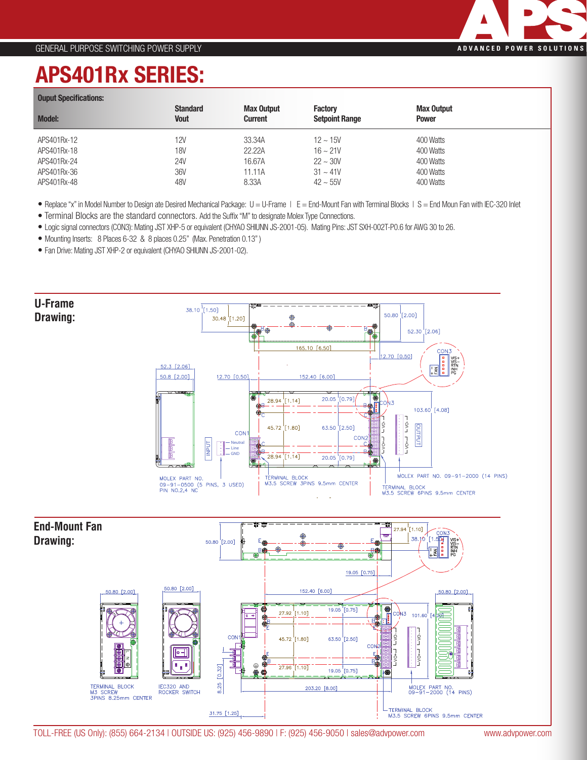# APS401Rx SERIES:

| Ouput Specifications: Model: | Standard Vout | Max Output Current | Factory Setpoint Range | Max Output Power |
|---|---|---|---|---|
| APS401Rx-12 | 12V | 33.34A | 12 ~ 15V | 400 Watts |
| APS401Rx-18 | 18V | 22.22A | 16 ~ 21V | 400 Watts |
| APS401Rx-24 | 24V | 16.67A | 22 ~ 30V | 400 Watts |
| APS401Rx-36 | 36V | 11.11A | 31 ~ 41V | 400 Watts |
| APS401Rx-48 | 48V | 8.33A | 42 ~ 55V | 400 Watts |

- Replace "x" in Model Number to Design ate Desired Mechanical Package: U = U-Frame | E = End-Mount Fan with Terminal Blocks | S = End Moun Fan with IEC-320 Inlet
- Terminal Blocks are the standard connectors. Add the Suffix "M" to designate Molex Type Connections.
- Logic signal connectors (CON3): Mating JST XHP-5 or equivalent (CHYAO SHIUNN JS-2001-05). Mating Pins: JST SXH-002T-P0.6 for AWG 30 to 26.
- Mounting Inserts: 8 Places 6-32 & 8 places 0.25" (Max. Penetration 0.13" )
- Fan Drive: Mating JST XHP-2 or equivalent (CHYAO SHIUNN JS-2001-02).

## U-Frame Drawing:

38.10 [1.50]
30.48 [1.20]
165.10 [6.50]
50.80 [2.00]
52.30 [2.06]
12.70 [0.50]
CON3
VIS+ VIS− RTN INH PG
+ − FAN
52.3 [2.06]
50.8 [2.00]
12.70 [0.50]
152.40 [6.00]
28.94 [1.14]
20.05 [0.79]
CON3
103.60 [4.08]
45.72 [1.80]
63.50 [2.50]
CON1
CON2
INPUT
Neutral
Line
GND
28.94 [1.14]
20.05 [0.79]
OUTPUT
MOLEX PART NO. 09−91−0500 (5 PINS, 3 USED) PIN NO.2,4 NC
TERMINAL BLOCK M3.5 SCREW 3PINS 9.5mm CENTER
MOLEX PART NO. 09−91−2000 (14 PINS)
TERMINAL BLOCK M3.5 SCREW 6PINS 9.5mm CENTER

## End-Mount Fan Drawing:

50.80 [2.00]
27.94 [1.10]
38.10 [1.50]
CON3
VIS+ VIS− RTN INH PG
+ − FAN
19.05 [0.75]
50.80 [2.00]
50.80 [2.00]
152.40 [6.00]
50.80 [2.00]
27.92 [1.10]
19.05 [0.75]
CON3
101.60 [4.00]
CON1
45.72 [1.80]
63.50 [2.50]
CON2
27.96 [1.10]
19.05 [0.75]
8.25 [0.32]
203.20 [8.00]
TERMINAL BLOCK M3 SCREW 3PINS 8.25mm CENTER
IEC320 AND ROCKER SWITCH
MOLEX PART NO. 09−91−2000 (14 PINS)
31.75 [1.25]
TERMINAL BLOCK M3.5 SCREW 6PINS 9.5mm CENTER

TOLL-FREE (US Only): (855) 664-2134 | OUTSIDE US: (925) 456-9890 | F: (925) 456-9050 | sales@advpower.com www.advpower.com